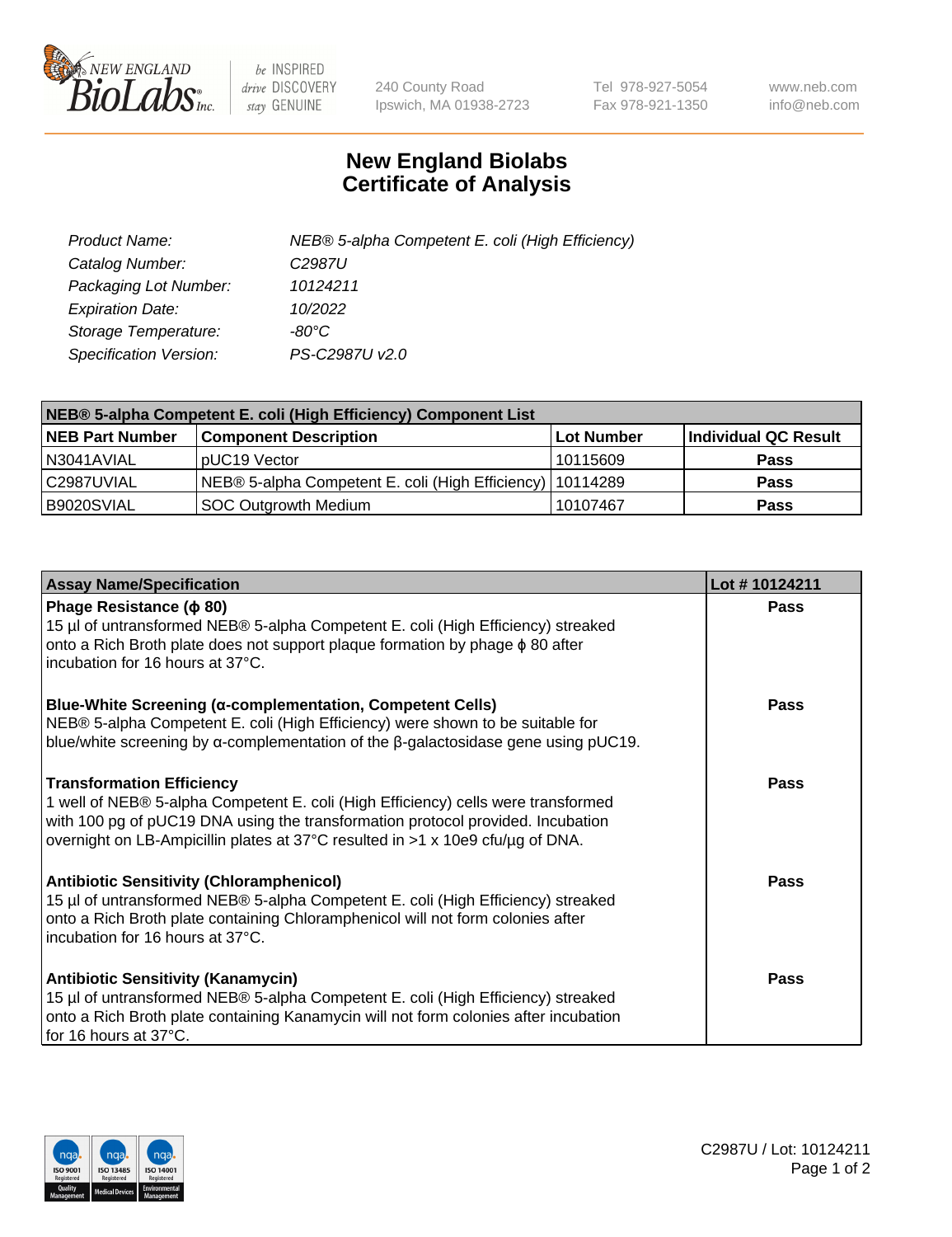New England BioLabs Inc. — be INSPIRED drive DISCOVERY stay GENUINE

240 County Road
Ipswich, MA 01938-2723

Tel 978-927-5054
Fax 978-921-1350

www.neb.com
info@neb.com

# New England Biolabs
# Certificate of Analysis

| | |
|---|---|
| *Product Name:* | *NEB® 5-alpha Competent E. coli (High Efficiency)* |
| *Catalog Number:* | *C2987U* |
| *Packaging Lot Number:* | *10124211* |
| *Expiration Date:* | *10/2022* |
| *Storage Temperature:* | *-80°C* |
| *Specification Version:* | *PS-C2987U v2.0* |

**NEB® 5-alpha Competent E. coli (High Efficiency) Component List**

| NEB Part Number | Component Description | Lot Number | Individual QC Result |
|---|---|---|---|
| N3041AVIAL | pUC19 Vector | 10115609 | **Pass** |
| C2987UVIAL | NEB® 5-alpha Competent E. coli (High Efficiency) | 10114289 | **Pass** |
| B9020SVIAL | SOC Outgrowth Medium | 10107467 | **Pass** |

| Assay Name/Specification | Lot # 10124211 |
|---|---|
| **Phage Resistance (ϕ 80)**<br>15 µl of untransformed NEB® 5-alpha Competent E. coli (High Efficiency) streaked onto a Rich Broth plate does not support plaque formation by phage ϕ 80 after incubation for 16 hours at 37°C. | **Pass** |
| **Blue-White Screening (α-complementation, Competent Cells)**<br>NEB® 5-alpha Competent E. coli (High Efficiency) were shown to be suitable for blue/white screening by α-complementation of the β-galactosidase gene using pUC19. | **Pass** |
| **Transformation Efficiency**<br>1 well of NEB® 5-alpha Competent E. coli (High Efficiency) cells were transformed with 100 pg of pUC19 DNA using the transformation protocol provided. Incubation overnight on LB-Ampicillin plates at 37°C resulted in >1 x 10e9 cfu/µg of DNA. | **Pass** |
| **Antibiotic Sensitivity (Chloramphenicol)**<br>15 µl of untransformed NEB® 5-alpha Competent E. coli (High Efficiency) streaked onto a Rich Broth plate containing Chloramphenicol will not form colonies after incubation for 16 hours at 37°C. | **Pass** |
| **Antibiotic Sensitivity (Kanamycin)**<br>15 µl of untransformed NEB® 5-alpha Competent E. coli (High Efficiency) streaked onto a Rich Broth plate containing Kanamycin will not form colonies after incubation for 16 hours at 37°C. | **Pass** |

C2987U / Lot: 10124211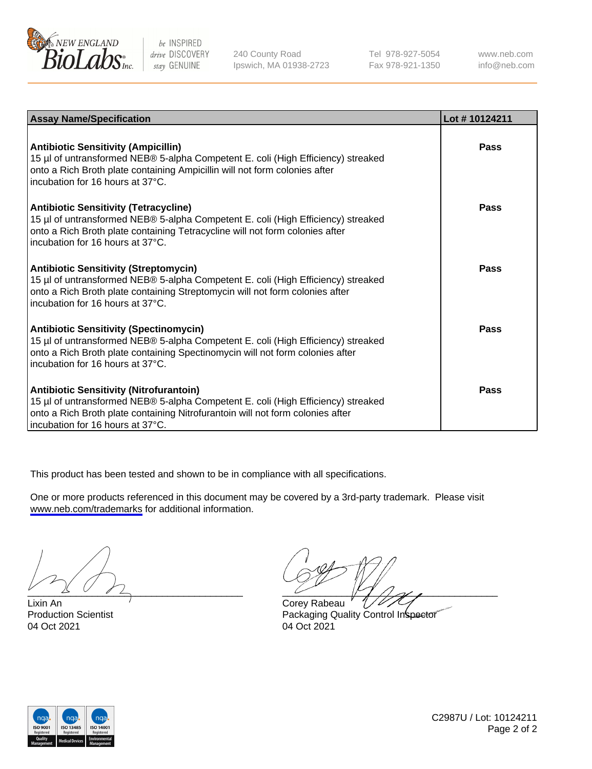| Assay Name/Specification | Lot # 10124211 |
|---|---|
| **Antibiotic Sensitivity (Ampicillin)**<br>15 µl of untransformed NEB® 5-alpha Competent E. coli (High Efficiency) streaked onto a Rich Broth plate containing Ampicillin will not form colonies after incubation for 16 hours at 37°C. | **Pass** |
| **Antibiotic Sensitivity (Tetracycline)**<br>15 µl of untransformed NEB® 5-alpha Competent E. coli (High Efficiency) streaked onto a Rich Broth plate containing Tetracycline will not form colonies after incubation for 16 hours at 37°C. | **Pass** |
| **Antibiotic Sensitivity (Streptomycin)**<br>15 µl of untransformed NEB® 5-alpha Competent E. coli (High Efficiency) streaked onto a Rich Broth plate containing Streptomycin will not form colonies after incubation for 16 hours at 37°C. | **Pass** |
| **Antibiotic Sensitivity (Spectinomycin)**<br>15 µl of untransformed NEB® 5-alpha Competent E. coli (High Efficiency) streaked onto a Rich Broth plate containing Spectinomycin will not form colonies after incubation for 16 hours at 37°C. | **Pass** |
| **Antibiotic Sensitivity (Nitrofurantoin)**<br>15 µl of untransformed NEB® 5-alpha Competent E. coli (High Efficiency) streaked onto a Rich Broth plate containing Nitrofurantoin will not form colonies after incubation for 16 hours at 37°C. | **Pass** |

This product has been tested and shown to be in compliance with all specifications.

One or more products referenced in this document may be covered by a 3rd-party trademark. Please visit www.neb.com/trademarks for additional information.

Lixin An
Production Scientist
04 Oct 2021

Corey Rabeau
Packaging Quality Control Inspector
04 Oct 2021

C2987U / Lot: 10124211